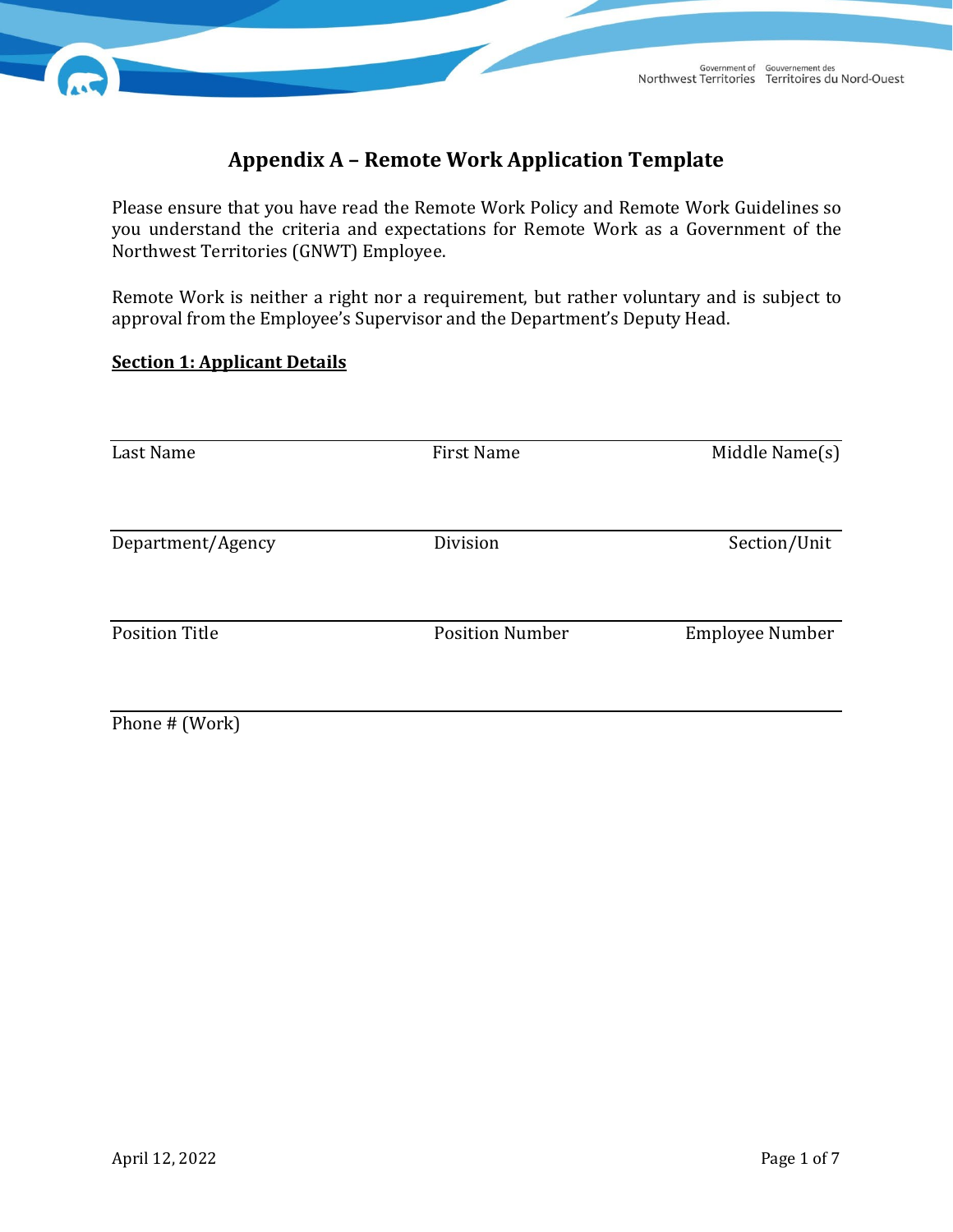# Appendix A – Remote Work Application Template

Please ensure that you have read the Remote Work Policy and Remote Work Guidelines so you understand the criteria and expectations for Remote Work as a Government of the Northwest Territories (GNWT) Employee.

Remote Work is neither a right nor a requirement, but rather voluntary and is subject to approval from the Employee's Supervisor and the Department's Deputy Head.

## Section 1: Applicant Details

| Last Name | First Name | Middle Name(s) |
|---|---|---|
| Department/Agency | Division | Section/Unit |
| Position Title | Position Number | Employee Number |
| Phone # (Work) | | |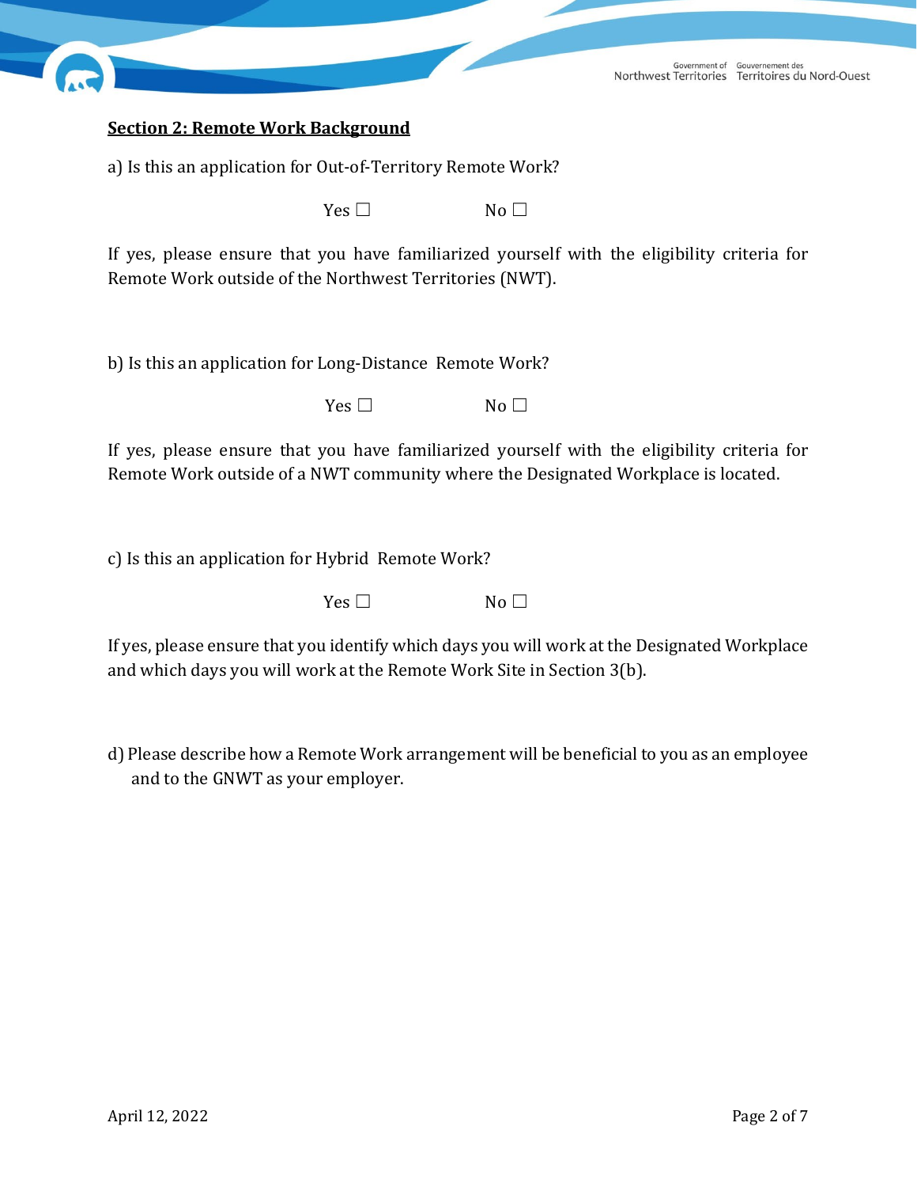## Section 2: Remote Work Background

a) Is this an application for Out-of-Territory Remote Work?

Yes ☐ No ☐

If yes, please ensure that you have familiarized yourself with the eligibility criteria for Remote Work outside of the Northwest Territories (NWT).

b) Is this an application for Long-Distance Remote Work?

Yes ☐ No ☐

If yes, please ensure that you have familiarized yourself with the eligibility criteria for Remote Work outside of a NWT community where the Designated Workplace is located.

c) Is this an application for Hybrid Remote Work?

Yes ☐ No ☐

If yes, please ensure that you identify which days you will work at the Designated Workplace and which days you will work at the Remote Work Site in Section 3(b).

d) Please describe how a Remote Work arrangement will be beneficial to you as an employee and to the GNWT as your employer.

April 12, 2022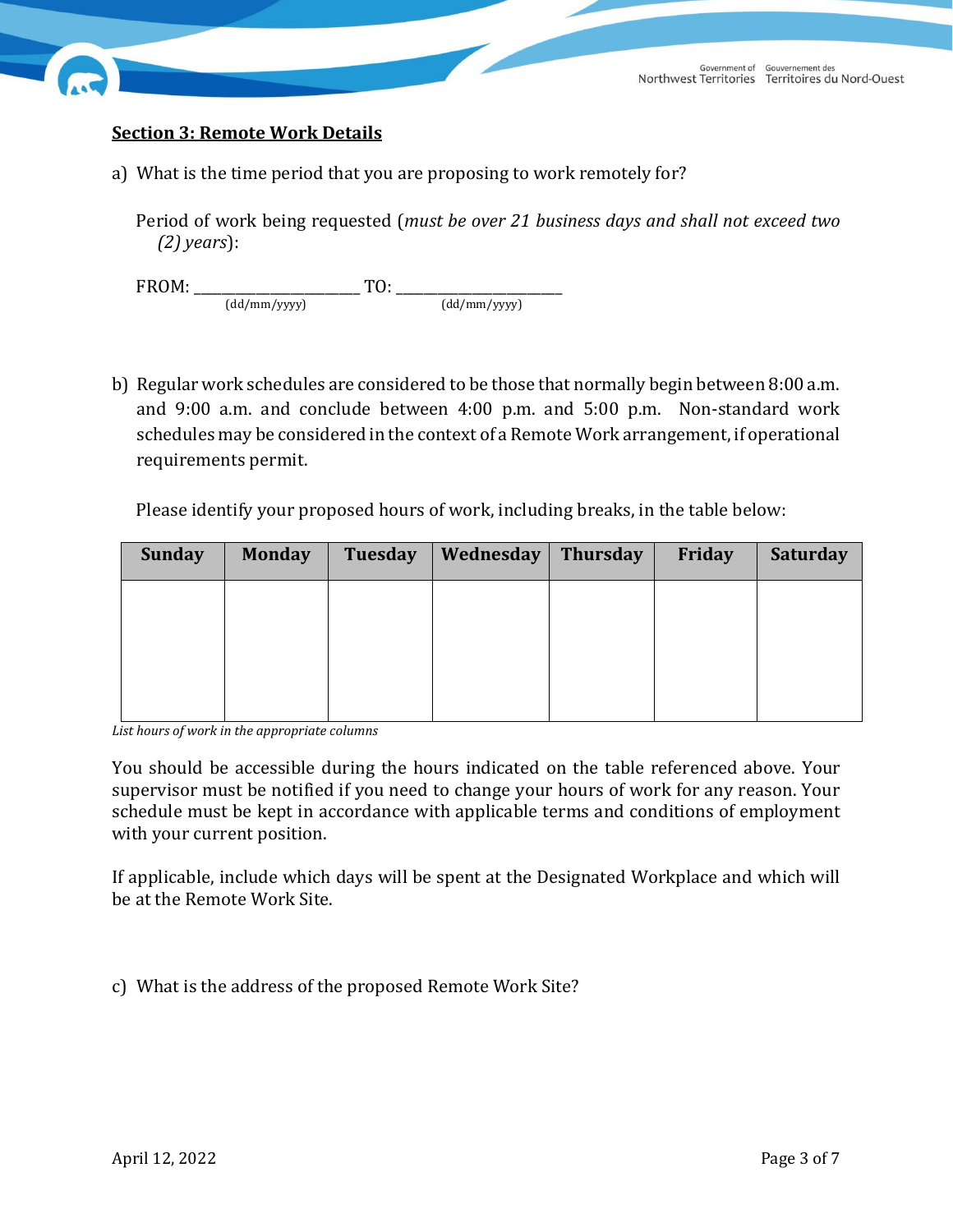**Section 3: Remote Work Details**

a) What is the time period that you are proposing to work remotely for?

Period of work being requested (*must be over 21 business days and shall not exceed two (2) years*):

FROM: ______________________ TO: ______________________
(dd/mm/yyyy) (dd/mm/yyyy)

b) Regular work schedules are considered to be those that normally begin between 8:00 a.m. and 9:00 a.m. and conclude between 4:00 p.m. and 5:00 p.m. Non-standard work schedules may be considered in the context of a Remote Work arrangement, if operational requirements permit.

Please identify your proposed hours of work, including breaks, in the table below:

| Sunday | Monday | Tuesday | Wednesday | Thursday | Friday | Saturday |
|---|---|---|---|---|---|---|
| | | | | | | |

*List hours of work in the appropriate columns*

You should be accessible during the hours indicated on the table referenced above. Your supervisor must be notified if you need to change your hours of work for any reason. Your schedule must be kept in accordance with applicable terms and conditions of employment with your current position.

If applicable, include which days will be spent at the Designated Workplace and which will be at the Remote Work Site.

c) What is the address of the proposed Remote Work Site?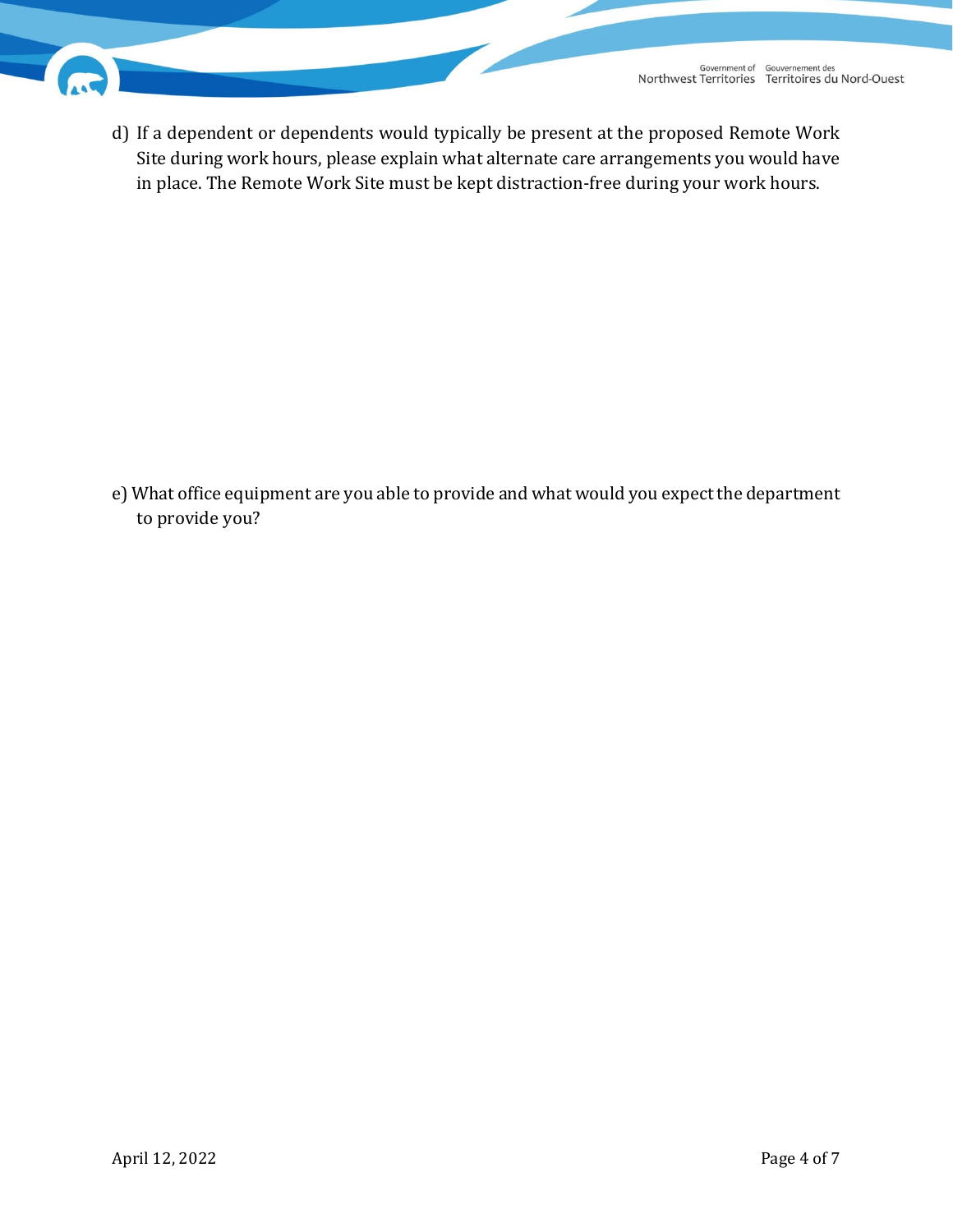d) If a dependent or dependents would typically be present at the proposed Remote Work Site during work hours, please explain what alternate care arrangements you would have in place. The Remote Work Site must be kept distraction-free during your work hours.

e) What office equipment are you able to provide and what would you expect the department to provide you?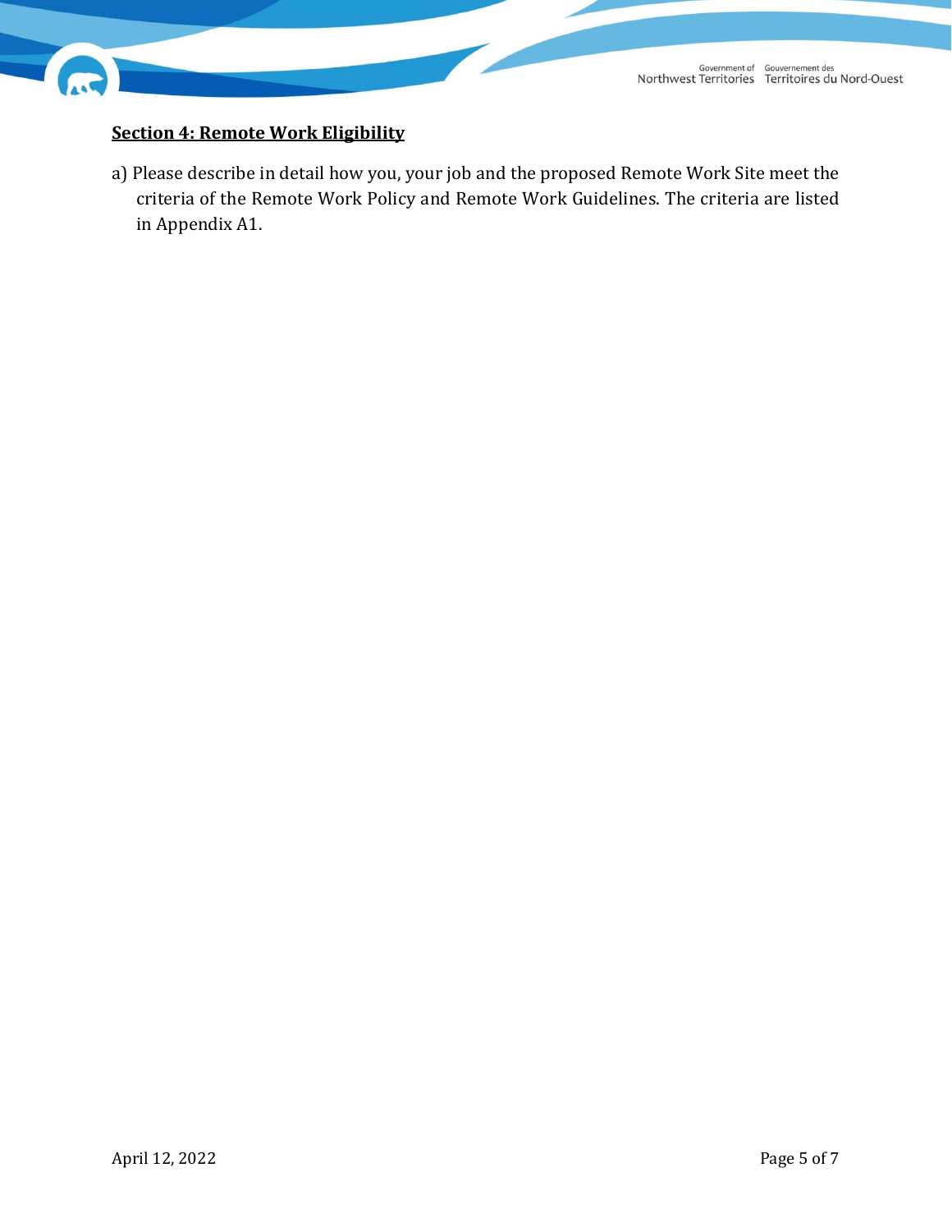## **Section 4: Remote Work Eligibility**

a) Please describe in detail how you, your job and the proposed Remote Work Site meet the criteria of the Remote Work Policy and Remote Work Guidelines. The criteria are listed in Appendix A1.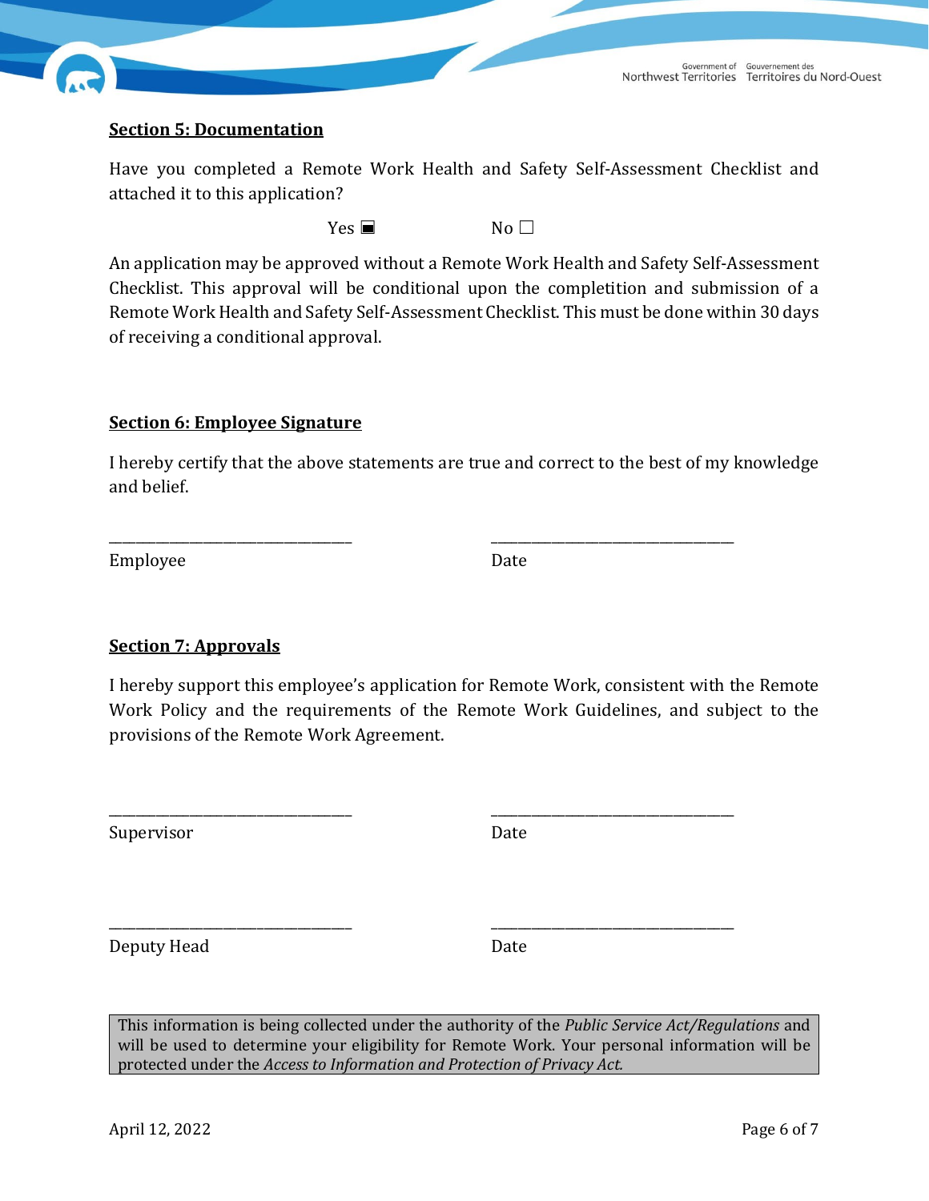## Section 5: Documentation

Have you completed a Remote Work Health and Safety Self-Assessment Checklist and attached it to this application?

Yes ☒ No ☐

An application may be approved without a Remote Work Health and Safety Self-Assessment Checklist. This approval will be conditional upon the completition and submission of a Remote Work Health and Safety Self-Assessment Checklist. This must be done within 30 days of receiving a conditional approval.

## Section 6: Employee Signature

I hereby certify that the above statements are true and correct to the best of my knowledge and belief.

\_\_\_\_\_\_\_\_\_\_\_\_\_\_\_\_\_\_\_\_\_\_\_\_\_\_\_\_\_\_ \_\_\_\_\_\_\_\_\_\_\_\_\_\_\_\_\_\_\_\_\_\_\_\_\_\_\_\_\_\_

Employee Date

## Section 7: Approvals

I hereby support this employee's application for Remote Work, consistent with the Remote Work Policy and the requirements of the Remote Work Guidelines, and subject to the provisions of the Remote Work Agreement.

\_\_\_\_\_\_\_\_\_\_\_\_\_\_\_\_\_\_\_\_\_\_\_\_\_\_\_\_\_\_ \_\_\_\_\_\_\_\_\_\_\_\_\_\_\_\_\_\_\_\_\_\_\_\_\_\_\_\_\_\_

Supervisor Date

\_\_\_\_\_\_\_\_\_\_\_\_\_\_\_\_\_\_\_\_\_\_\_\_\_\_\_\_\_\_ \_\_\_\_\_\_\_\_\_\_\_\_\_\_\_\_\_\_\_\_\_\_\_\_\_\_\_\_\_\_

Deputy Head Date

This information is being collected under the authority of the *Public Service Act/Regulations* and will be used to determine your eligibility for Remote Work. Your personal information will be protected under the *Access to Information and Protection of Privacy Act.*

April 12, 2022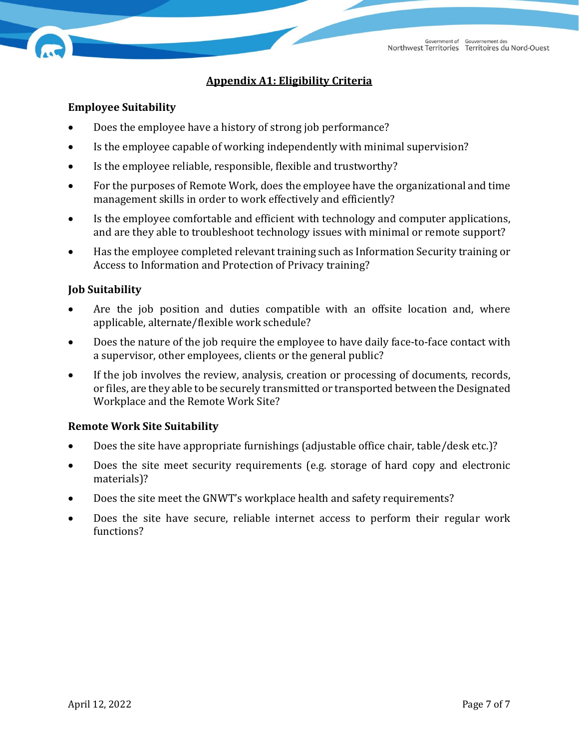## Appendix A1: Eligibility Criteria

### Employee Suitability

- Does the employee have a history of strong job performance?
- Is the employee capable of working independently with minimal supervision?
- Is the employee reliable, responsible, flexible and trustworthy?
- For the purposes of Remote Work, does the employee have the organizational and time management skills in order to work effectively and efficiently?
- Is the employee comfortable and efficient with technology and computer applications, and are they able to troubleshoot technology issues with minimal or remote support?
- Has the employee completed relevant training such as Information Security training or Access to Information and Protection of Privacy training?

### Job Suitability

- Are the job position and duties compatible with an offsite location and, where applicable, alternate/flexible work schedule?
- Does the nature of the job require the employee to have daily face-to-face contact with a supervisor, other employees, clients or the general public?
- If the job involves the review, analysis, creation or processing of documents, records, or files, are they able to be securely transmitted or transported between the Designated Workplace and the Remote Work Site?

### Remote Work Site Suitability

- Does the site have appropriate furnishings (adjustable office chair, table/desk etc.)?
- Does the site meet security requirements (e.g. storage of hard copy and electronic materials)?
- Does the site meet the GNWT's workplace health and safety requirements?
- Does the site have secure, reliable internet access to perform their regular work functions?